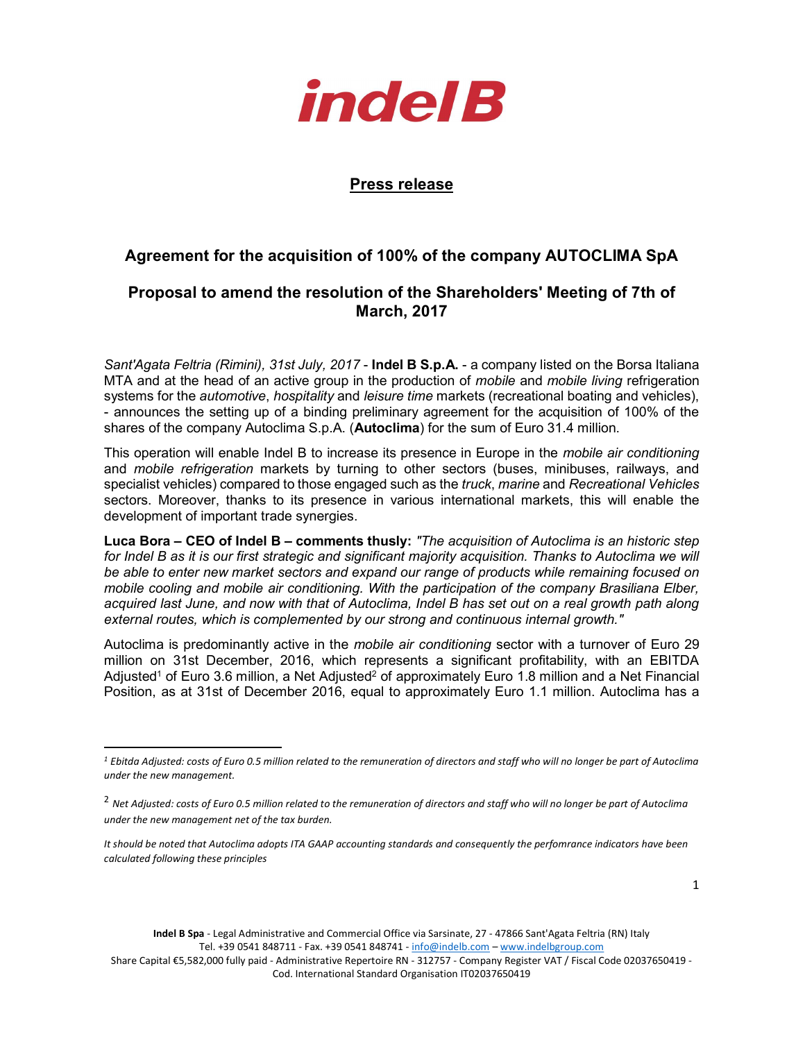indel B

**Press release**

## Agreement for the acquisition of 100% of the company AUTOCLIMA SpA

## Proposal to amend the resolution of the Shareholders' Meeting of 7th of March, 2017

*Sant'Agata Feltria (Rimini), 31st July, 2017* - **Indel B S.p.A.** - a company listed on the Borsa Italiana MTA and at the head of an active group in the production of *mobile* and *mobile living* refrigeration systems for the *automotive*, *hospitality* and *leisure time* markets (recreational boating and vehicles), - announces the setting up of a binding preliminary agreement for the acquisition of 100% of the shares of the company Autoclima S.p.A. (**Autoclima**) for the sum of Euro 31.4 million.

This operation will enable Indel B to increase its presence in Europe in the *mobile air conditioning* and *mobile refrigeration* markets by turning to other sectors (buses, minibuses, railways, and specialist vehicles) compared to those engaged such as the *truck*, *marine* and *Recreational Vehicles* sectors. Moreover, thanks to its presence in various international markets, this will enable the development of important trade synergies.

**Luca Bora – CEO of Indel B – comments thusly:** *"The acquisition of Autoclima is an historic step for Indel B as it is our first strategic and significant majority acquisition. Thanks to Autoclima we will be able to enter new market sectors and expand our range of products while remaining focused on mobile cooling and mobile air conditioning. With the participation of the company Brasiliana Elber, acquired last June, and now with that of Autoclima, Indel B has set out on a real growth path along external routes, which is complemented by our strong and continuous internal growth."*

Autoclima is predominantly active in the *mobile air conditioning* sector with a turnover of Euro 29 million on 31st December, 2016, which represents a significant profitability, with an EBITDA Adjusted[1] of Euro 3.6 million, a Net Adjusted[2] of approximately Euro 1.8 million and a Net Financial Position, as at 31st of December 2016, equal to approximately Euro 1.1 million. Autoclima has a

---

[1] *Ebitda Adjusted: costs of Euro 0.5 million related to the remuneration of directors and staff who will no longer be part of Autoclima under the new management.*

[2] *Net Adjusted: costs of Euro 0.5 million related to the remuneration of directors and staff who will no longer be part of Autoclima under the new management net of the tax burden.*

*It should be noted that Autoclima adopts ITA GAAP accounting standards and consequently the perfomrance indicators have been calculated following these principles*

**Indel B Spa** - Legal Administrative and Commercial Office via Sarsinate, 27 - 47866 Sant'Agata Feltria (RN) Italy
Tel. +39 0541 848711 - Fax. +39 0541 848741 - info@indelb.com – www.indelbgroup.com
Share Capital €5,582,000 fully paid - Administrative Repertoire RN - 312757 - Company Register VAT / Fiscal Code 02037650419 - Cod. International Standard Organisation IT02037650419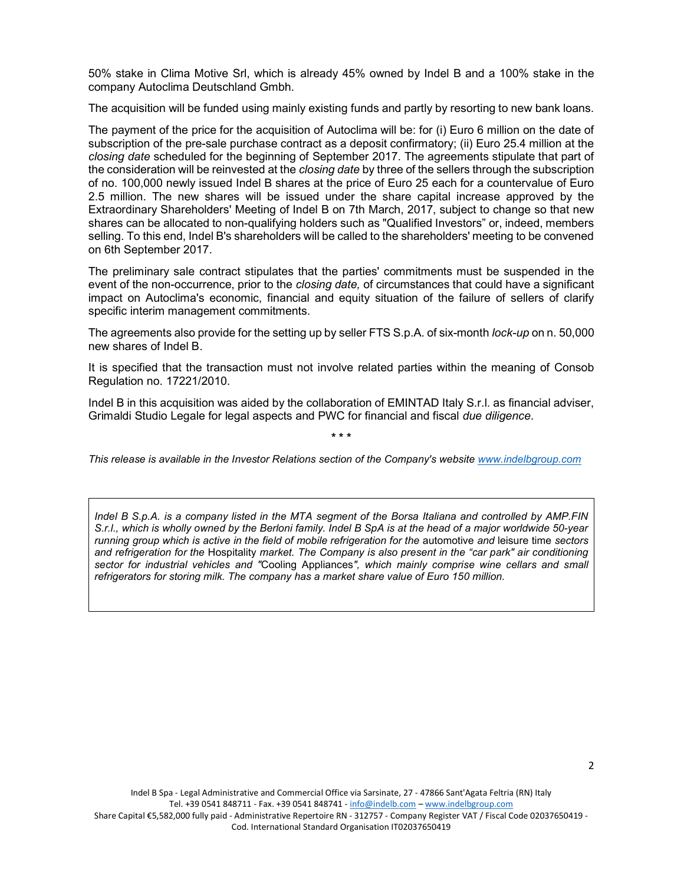50% stake in Clima Motive Srl, which is already 45% owned by Indel B and a 100% stake in the company Autoclima Deutschland Gmbh.

The acquisition will be funded using mainly existing funds and partly by resorting to new bank loans.

The payment of the price for the acquisition of Autoclima will be: for (i) Euro 6 million on the date of subscription of the pre-sale purchase contract as a deposit confirmatory; (ii) Euro 25.4 million at the *closing date* scheduled for the beginning of September 2017. The agreements stipulate that part of the consideration will be reinvested at the *closing date* by three of the sellers through the subscription of no. 100,000 newly issued Indel B shares at the price of Euro 25 each for a countervalue of Euro 2.5 million. The new shares will be issued under the share capital increase approved by the Extraordinary Shareholders' Meeting of Indel B on 7th March, 2017, subject to change so that new shares can be allocated to non-qualifying holders such as "Qualified Investors" or, indeed, members selling. To this end, Indel B's shareholders will be called to the shareholders' meeting to be convened on 6th September 2017.

The preliminary sale contract stipulates that the parties' commitments must be suspended in the event of the non-occurrence, prior to the *closing date,* of circumstances that could have a significant impact on Autoclima's economic, financial and equity situation of the failure of sellers of clarify specific interim management commitments.

The agreements also provide for the setting up by seller FTS S.p.A. of six-month *lock-up* on n. 50,000 new shares of Indel B.

It is specified that the transaction must not involve related parties within the meaning of Consob Regulation no. 17221/2010.

Indel B in this acquisition was aided by the collaboration of EMINTAD Italy S.r.l. as financial adviser, Grimaldi Studio Legale for legal aspects and PWC for financial and fiscal *due diligence*.

\* \* \*

*This release is available in the Investor Relations section of the Company's website [www.indelbgroup.com](www.indelbgroup.com)*

*Indel B S.p.A. is a company listed in the MTA segment of the Borsa Italiana and controlled by AMP.FIN S.r.l., which is wholly owned by the Berloni family. Indel B SpA is at the head of a major worldwide 50-year running group which is active in the field of mobile refrigeration for the* automotive *and* leisure time *sectors and refrigeration for the* Hospitality *market. The Company is also present in the "car park" air conditioning sector for industrial vehicles and "*Cooling Appliances*", which mainly comprise wine cellars and small refrigerators for storing milk. The company has a market share value of Euro 150 million.*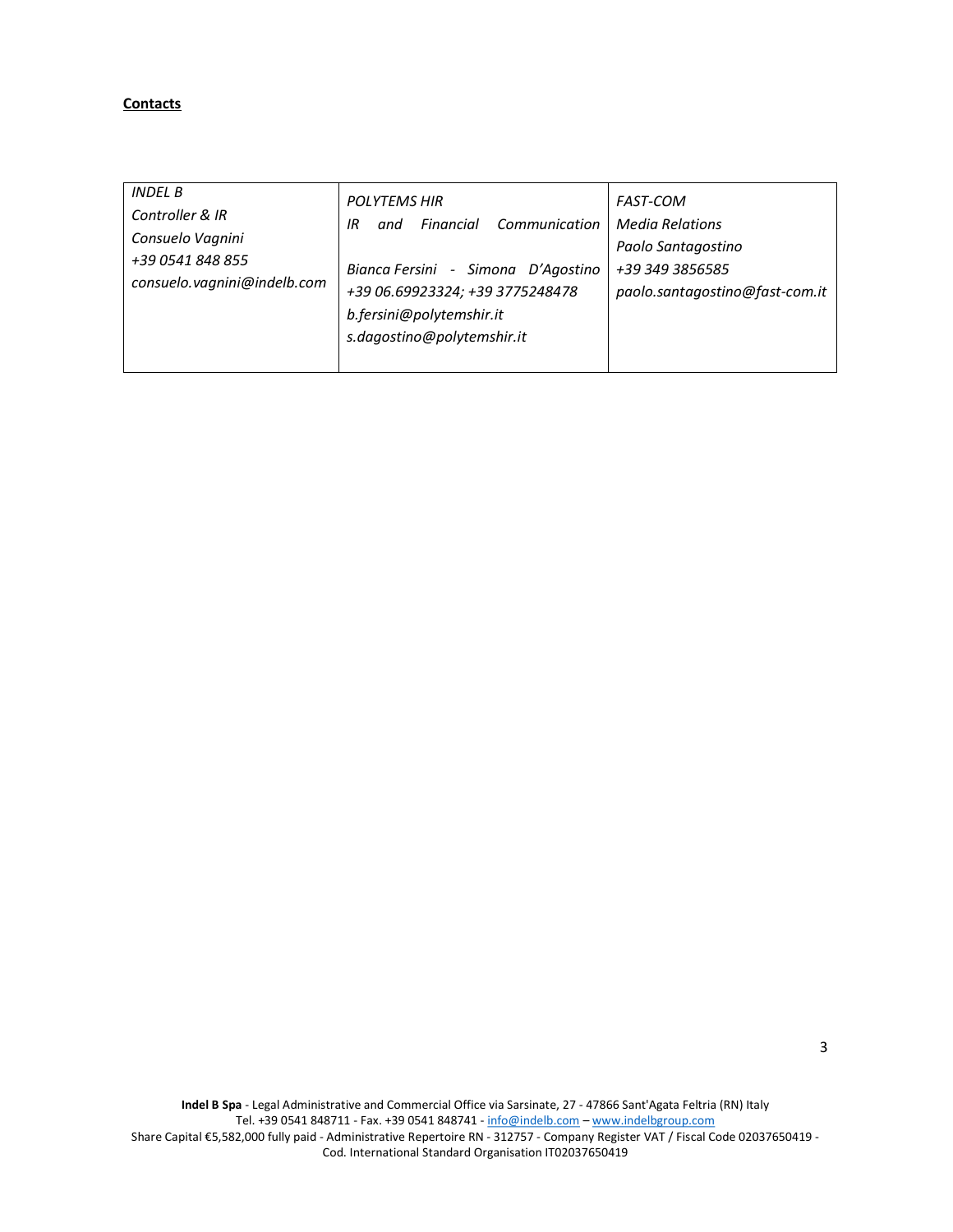**Contacts**

| | | |
|---|---|---|
| *INDEL B* | *POLYTEMS HIR* | *FAST-COM* |
| *Controller & IR* | *IR and Financial Communication* | *Media Relations* |
| *Consuelo Vagnini* | *Bianca Fersini - Simona D'Agostino* | *Paolo Santagostino* |
| *+39 0541 848 855* | *+39 06.69923324; +39 3775248478* | *+39 349 3856585* |
| *consuelo.vagnini@indelb.com* | *b.fersini@polytemshir.it* | *paolo.santagostino@fast-com.it* |
| | *s.dagostino@polytemshir.it* | |